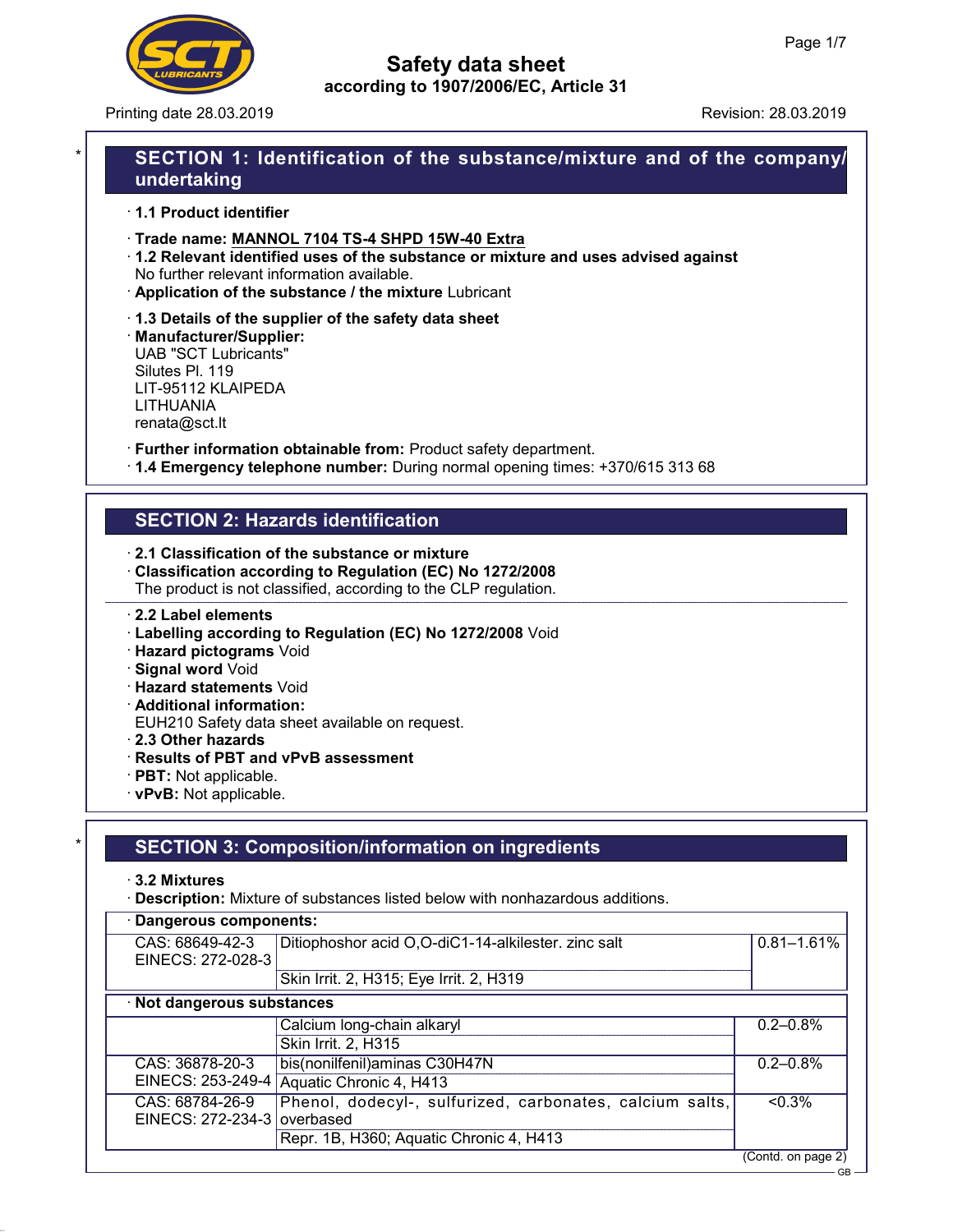# Safety data sheet

according to 1907/2006/EC, Article 31

Printing date 28.03.2019 Revision: 28.03.2019

## SECTION 1: Identification of the substance/mixture and of the company/undertaking

· **1.1 Product identifier**

· **Trade name: MANNOL 7104 TS-4 SHPD 15W-40 Extra**

· **1.2 Relevant identified uses of the substance or mixture and uses advised against**
No further relevant information available.

· **Application of the substance / the mixture** Lubricant

· **1.3 Details of the supplier of the safety data sheet**

· **Manufacturer/Supplier:**
UAB "SCT Lubricants"
Silutes Pl. 119
LIT-95112 KLAIPEDA
LITHUANIA
renata@sct.lt

· **Further information obtainable from:** Product safety department.

· **1.4 Emergency telephone number:** During normal opening times: +370/615 313 68

## SECTION 2: Hazards identification

· **2.1 Classification of the substance or mixture**

· **Classification according to Regulation (EC) No 1272/2008**
The product is not classified, according to the CLP regulation.

· **2.2 Label elements**

· **Labelling according to Regulation (EC) No 1272/2008** Void

· **Hazard pictograms** Void

· **Signal word** Void

· **Hazard statements** Void

· **Additional information:**
EUH210 Safety data sheet available on request.

· **2.3 Other hazards**

· **Results of PBT and vPvB assessment**

· **PBT:** Not applicable.

· **vPvB:** Not applicable.

## SECTION 3: Composition/information on ingredients

· **3.2 Mixtures**

· **Description:** Mixture of substances listed below with nonhazardous additions.

| · **Dangerous components:** | | |
|---|---|---|
| CAS: 68649-42-3<br>EINECS: 272-028-3 | Ditiophoshor acid O,O-diC1-14-alkilester. zinc salt<br>Skin Irrit. 2, H315; Eye Irrit. 2, H319 | 0.81–1.61% |

| · **Not dangerous substances** | | |
|---|---|---|
| | Calcium long-chain alkaryl<br>Skin Irrit. 2, H315 | 0.2–0.8% |
| CAS: 36878-20-3<br>EINECS: 253-249-4 | bis(nonilfenil)aminas C30H47N<br>Aquatic Chronic 4, H413 | 0.2–0.8% |
| CAS: 68784-26-9<br>EINECS: 272-234-3 | Phenol, dodecyl-, sulfurized, carbonates, calcium salts, overbased<br>Repr. 1B, H360; Aquatic Chronic 4, H413 | <0.3% |

(Contd. on page 2)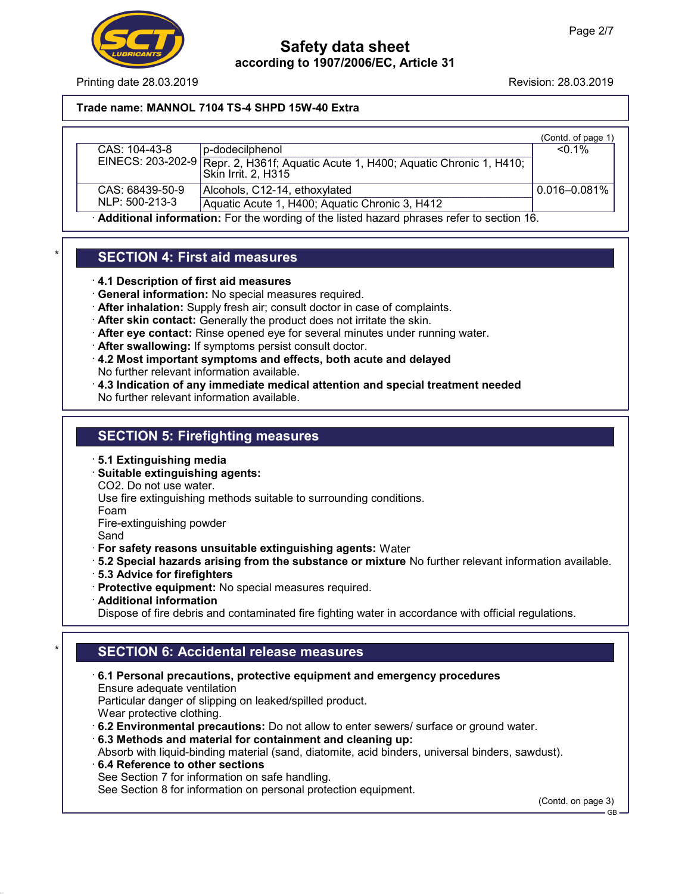Trade name: MANNOL 7104 TS-4 SHPD 15W-40 Extra

(Contd. of page 1)

| | | |
|---|---|---|
| CAS: 104-43-8<br>EINECS: 203-202-9 | p-dodecilphenol<br>Repr. 2, H361f; Aquatic Acute 1, H400; Aquatic Chronic 1, H410; Skin Irrit. 2, H315 | <0.1% |
| CAS: 68439-50-9<br>NLP: 500-213-3 | Alcohols, C12-14, ethoxylated<br>Aquatic Acute 1, H400; Aquatic Chronic 3, H412 | 0.016–0.081% |

· **Additional information:** For the wording of the listed hazard phrases refer to section 16.

## SECTION 4: First aid measures

· **4.1 Description of first aid measures**
· **General information:** No special measures required.
· **After inhalation:** Supply fresh air; consult doctor in case of complaints.
· **After skin contact:** Generally the product does not irritate the skin.
· **After eye contact:** Rinse opened eye for several minutes under running water.
· **After swallowing:** If symptoms persist consult doctor.
· **4.2 Most important symptoms and effects, both acute and delayed**
No further relevant information available.
· **4.3 Indication of any immediate medical attention and special treatment needed**
No further relevant information available.

## SECTION 5: Firefighting measures

· **5.1 Extinguishing media**
· **Suitable extinguishing agents:**
$CO_2$. Do not use water.
Use fire extinguishing methods suitable to surrounding conditions.
Foam
Fire-extinguishing powder
Sand
· **For safety reasons unsuitable extinguishing agents:** Water
· **5.2 Special hazards arising from the substance or mixture** No further relevant information available.
· **5.3 Advice for firefighters**
· **Protective equipment:** No special measures required.
· **Additional information**
Dispose of fire debris and contaminated fire fighting water in accordance with official regulations.

## SECTION 6: Accidental release measures

· **6.1 Personal precautions, protective equipment and emergency procedures**
Ensure adequate ventilation
Particular danger of slipping on leaked/spilled product.
Wear protective clothing.
· **6.2 Environmental precautions:** Do not allow to enter sewers/ surface or ground water.
· **6.3 Methods and material for containment and cleaning up:**
Absorb with liquid-binding material (sand, diatomite, acid binders, universal binders, sawdust).
· **6.4 Reference to other sections**
See Section 7 for information on safe handling.
See Section 8 for information on personal protection equipment.

(Contd. on page 3)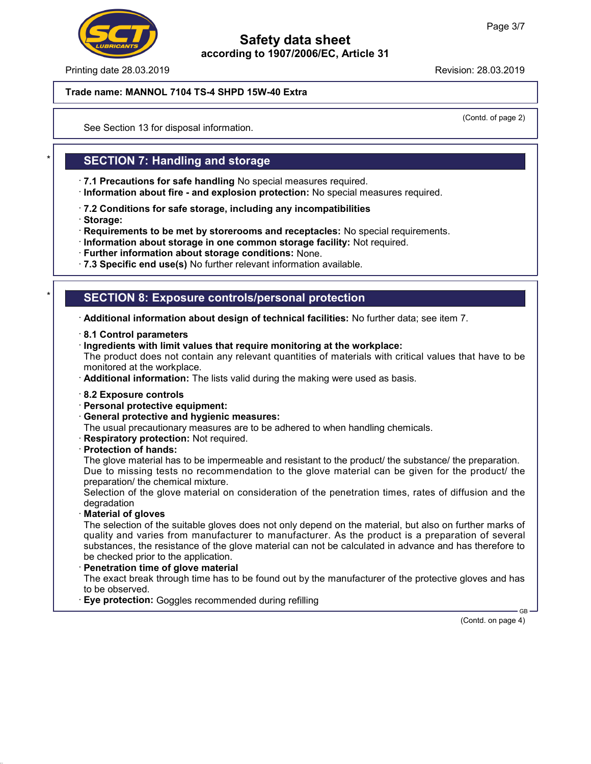**Trade name: MANNOL 7104 TS-4 SHPD 15W-40 Extra**

(Contd. of page 2)

See Section 13 for disposal information.

## SECTION 7: Handling and storage

· **7.1 Precautions for safe handling** No special measures required.
· **Information about fire - and explosion protection:** No special measures required.

· **7.2 Conditions for safe storage, including any incompatibilities**
· **Storage:**
· **Requirements to be met by storerooms and receptacles:** No special requirements.
· **Information about storage in one common storage facility:** Not required.
· **Further information about storage conditions:** None.
· **7.3 Specific end use(s)** No further relevant information available.

## SECTION 8: Exposure controls/personal protection

· **Additional information about design of technical facilities:** No further data; see item 7.

· **8.1 Control parameters**
· **Ingredients with limit values that require monitoring at the workplace:**
The product does not contain any relevant quantities of materials with critical values that have to be monitored at the workplace.
· **Additional information:** The lists valid during the making were used as basis.

· **8.2 Exposure controls**
· **Personal protective equipment:**
· **General protective and hygienic measures:**
The usual precautionary measures are to be adhered to when handling chemicals.
· **Respiratory protection:** Not required.
· **Protection of hands:**
The glove material has to be impermeable and resistant to the product/ the substance/ the preparation.
Due to missing tests no recommendation to the glove material can be given for the product/ the preparation/ the chemical mixture.
Selection of the glove material on consideration of the penetration times, rates of diffusion and the degradation
· **Material of gloves**
The selection of the suitable gloves does not only depend on the material, but also on further marks of quality and varies from manufacturer to manufacturer. As the product is a preparation of several substances, the resistance of the glove material can not be calculated in advance and has therefore to be checked prior to the application.
· **Penetration time of glove material**
The exact break through time has to be found out by the manufacturer of the protective gloves and has to be observed.
· **Eye protection:** Goggles recommended during refilling

(Contd. on page 4)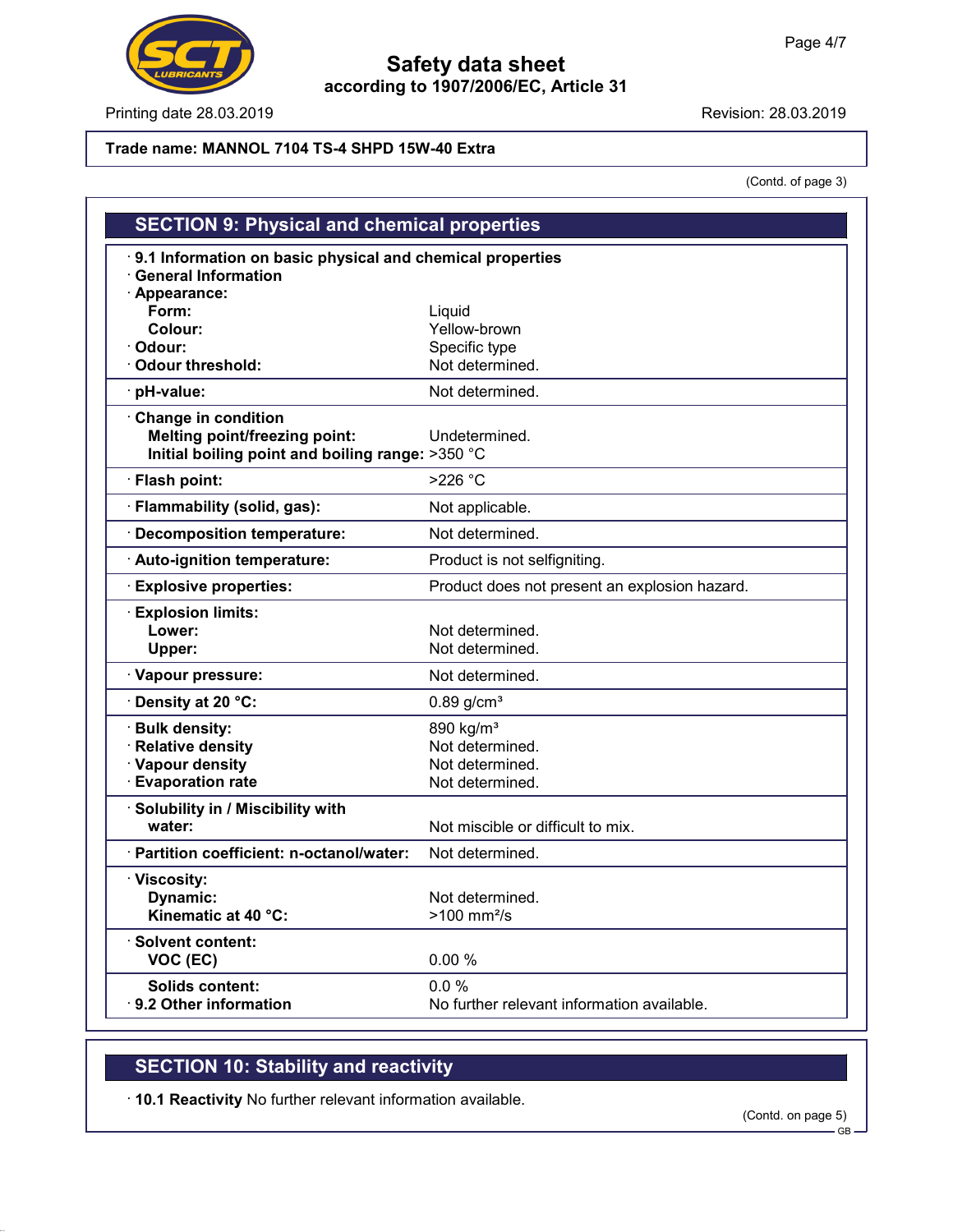**Trade name: MANNOL 7104 TS-4 SHPD 15W-40 Extra**

(Contd. of page 3)

## SECTION 9: Physical and chemical properties

| Property | Value |
|---|---|
| · **9.1 Information on basic physical and chemical properties** | |
| · **General Information** | |
| · **Appearance:** | |
| **Form:** | Liquid |
| **Colour:** | Yellow-brown |
| · **Odour:** | Specific type |
| · **Odour threshold:** | Not determined. |
| · **pH-value:** | Not determined. |
| · **Change in condition** | |
| **Melting point/freezing point:** | Undetermined. |
| **Initial boiling point and boiling range:** | >350 °C |
| · **Flash point:** | >226 °C |
| · **Flammability (solid, gas):** | Not applicable. |
| · **Decomposition temperature:** | Not determined. |
| · **Auto-ignition temperature:** | Product is not selfigniting. |
| · **Explosive properties:** | Product does not present an explosion hazard. |
| · **Explosion limits:** | |
| **Lower:** | Not determined. |
| **Upper:** | Not determined. |
| · **Vapour pressure:** | Not determined. |
| · **Density at 20 °C:** | 0.89 g/cm³ |
| · **Bulk density:** | 890 kg/m³ |
| · **Relative density** | Not determined. |
| · **Vapour density** | Not determined. |
| · **Evaporation rate** | Not determined. |
| · **Solubility in / Miscibility with water:** | Not miscible or difficult to mix. |
| · **Partition coefficient: n-octanol/water:** | Not determined. |
| · **Viscosity:** | |
| **Dynamic:** | Not determined. |
| **Kinematic at 40 °C:** | >100 mm²/s |
| · **Solvent content:** | |
| **VOC (EC)** | 0.00 % |
| **Solids content:** | 0.0 % |
| · **9.2 Other information** | No further relevant information available. |

## SECTION 10: Stability and reactivity

· **10.1 Reactivity** No further relevant information available.

(Contd. on page 5)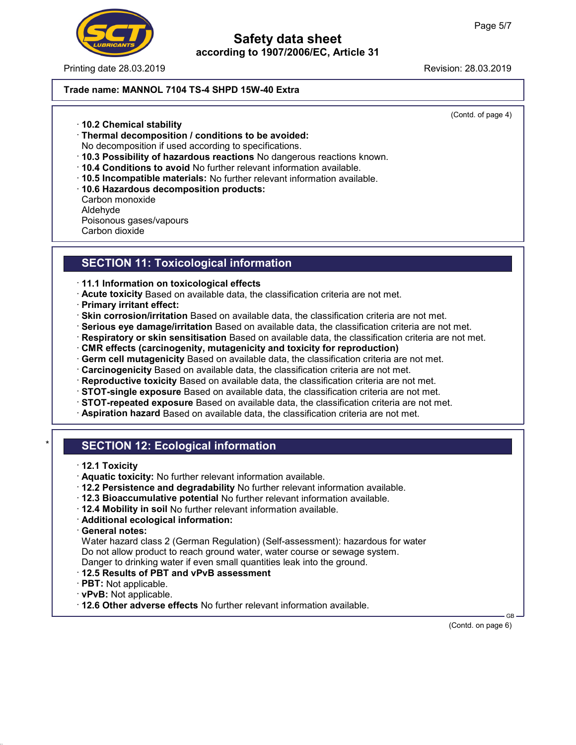(Contd. of page 4)

- **10.2 Chemical stability**
- **Thermal decomposition / conditions to be avoided:**
  No decomposition if used according to specifications.
- **10.3 Possibility of hazardous reactions** No dangerous reactions known.
- **10.4 Conditions to avoid** No further relevant information available.
- **10.5 Incompatible materials:** No further relevant information available.
- **10.6 Hazardous decomposition products:**
  Carbon monoxide
  Aldehyde
  Poisonous gases/vapours
  Carbon dioxide

## SECTION 11: Toxicological information

- **11.1 Information on toxicological effects**
- **Acute toxicity** Based on available data, the classification criteria are not met.
- **Primary irritant effect:**
- **Skin corrosion/irritation** Based on available data, the classification criteria are not met.
- **Serious eye damage/irritation** Based on available data, the classification criteria are not met.
- **Respiratory or skin sensitisation** Based on available data, the classification criteria are not met.
- **CMR effects (carcinogenity, mutagenicity and toxicity for reproduction)**
- **Germ cell mutagenicity** Based on available data, the classification criteria are not met.
- **Carcinogenicity** Based on available data, the classification criteria are not met.
- **Reproductive toxicity** Based on available data, the classification criteria are not met.
- **STOT-single exposure** Based on available data, the classification criteria are not met.
- **STOT-repeated exposure** Based on available data, the classification criteria are not met.
- **Aspiration hazard** Based on available data, the classification criteria are not met.

## * SECTION 12: Ecological information

- **12.1 Toxicity**
- **Aquatic toxicity:** No further relevant information available.
- **12.2 Persistence and degradability** No further relevant information available.
- **12.3 Bioaccumulative potential** No further relevant information available.
- **12.4 Mobility in soil** No further relevant information available.
- **Additional ecological information:**
- **General notes:**
  Water hazard class 2 (German Regulation) (Self-assessment): hazardous for water
  Do not allow product to reach ground water, water course or sewage system.
  Danger to drinking water if even small quantities leak into the ground.
- **12.5 Results of PBT and vPvB assessment**
- **PBT:** Not applicable.
- **vPvB:** Not applicable.
- **12.6 Other adverse effects** No further relevant information available.

(Contd. on page 6)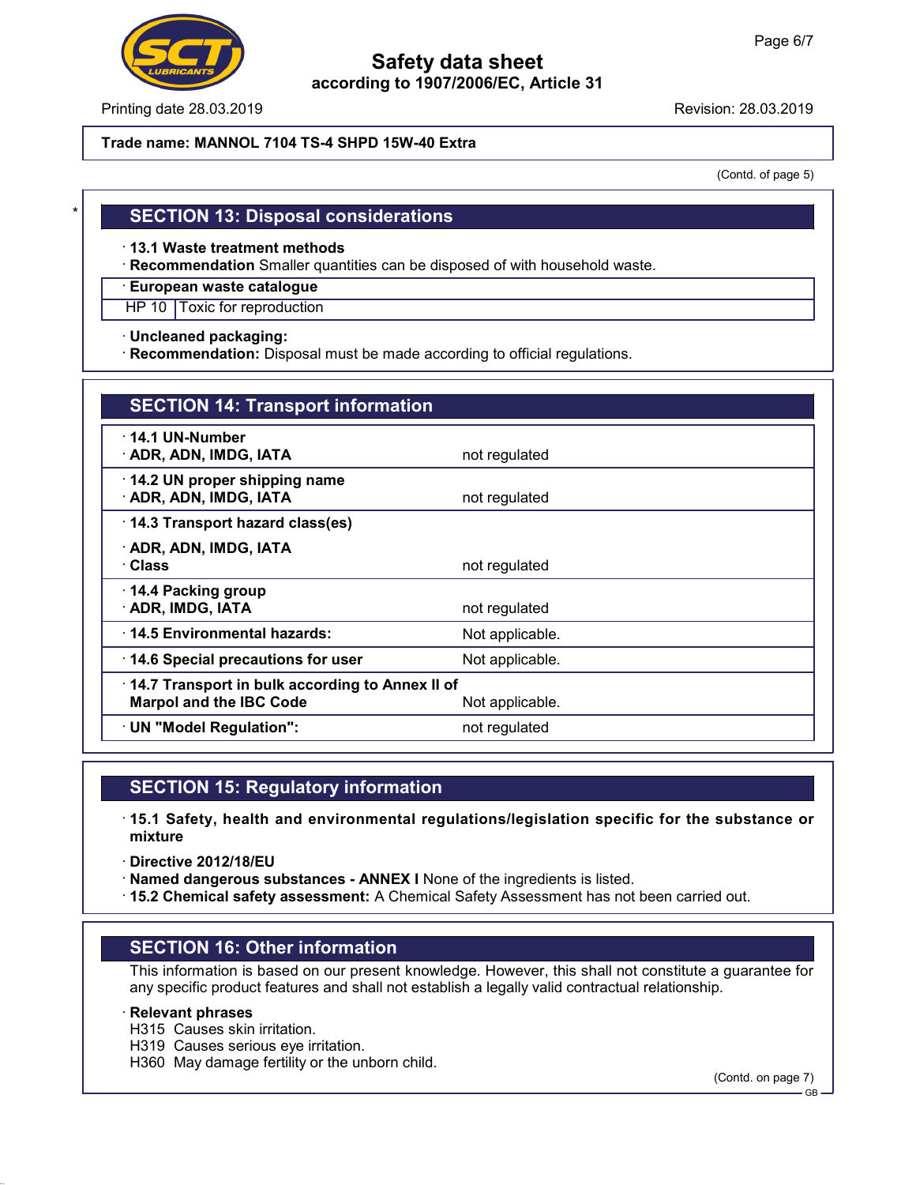Trade name: MANNOL 7104 TS-4 SHPD 15W-40 Extra

(Contd. of page 5)

## SECTION 13: Disposal considerations

· **13.1 Waste treatment methods**
· **Recommendation** Smaller quantities can be disposed of with household waste.

| · **European waste catalogue** | |
|---|---|
| HP 10 | Toxic for reproduction |

· **Uncleaned packaging:**
· **Recommendation:** Disposal must be made according to official regulations.

## SECTION 14: Transport information

| | |
|---|---|
| · **14.1 UN-Number** · **ADR, ADN, IMDG, IATA** | not regulated |
| · **14.2 UN proper shipping name** · **ADR, ADN, IMDG, IATA** | not regulated |
| · **14.3 Transport hazard class(es)** · **ADR, ADN, IMDG, IATA** · **Class** | not regulated |
| · **14.4 Packing group** · **ADR, IMDG, IATA** | not regulated |
| · **14.5 Environmental hazards:** | Not applicable. |
| · **14.6 Special precautions for user** | Not applicable. |
| · **14.7 Transport in bulk according to Annex II of Marpol and the IBC Code** | Not applicable. |
| · **UN "Model Regulation":** | not regulated |

## SECTION 15: Regulatory information

· **15.1 Safety, health and environmental regulations/legislation specific for the substance or mixture**

· **Directive 2012/18/EU**
· **Named dangerous substances - ANNEX I** None of the ingredients is listed.
· **15.2 Chemical safety assessment:** A Chemical Safety Assessment has not been carried out.

## SECTION 16: Other information

This information is based on our present knowledge. However, this shall not constitute a guarantee for any specific product features and shall not establish a legally valid contractual relationship.

· **Relevant phrases**
H315 Causes skin irritation.
H319 Causes serious eye irritation.
H360 May damage fertility or the unborn child.

(Contd. on page 7)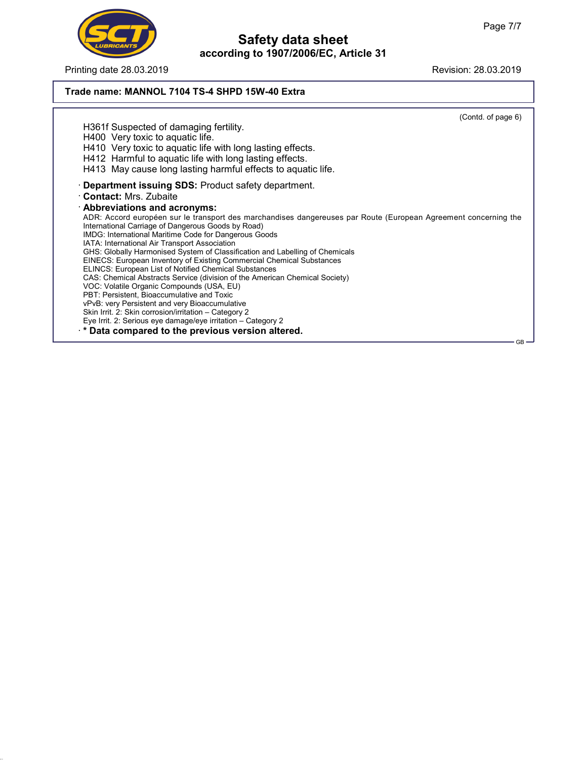(Contd. of page 6)

H361f Suspected of damaging fertility.
H400 Very toxic to aquatic life.
H410 Very toxic to aquatic life with long lasting effects.
H412 Harmful to aquatic life with long lasting effects.
H413 May cause long lasting harmful effects to aquatic life.

· **Department issuing SDS:** Product safety department.
· **Contact:** Mrs. Zubaite
· **Abbreviations and acronyms:**
ADR: Accord européen sur le transport des marchandises dangereuses par Route (European Agreement concerning the International Carriage of Dangerous Goods by Road)
IMDG: International Maritime Code for Dangerous Goods
IATA: International Air Transport Association
GHS: Globally Harmonised System of Classification and Labelling of Chemicals
EINECS: European Inventory of Existing Commercial Chemical Substances
ELINCS: European List of Notified Chemical Substances
CAS: Chemical Abstracts Service (division of the American Chemical Society)
VOC: Volatile Organic Compounds (USA, EU)
PBT: Persistent, Bioaccumulative and Toxic
vPvB: very Persistent and very Bioaccumulative
Skin Irrit. 2: Skin corrosion/irritation – Category 2
Eye Irrit. 2: Serious eye damage/eye irritation – Category 2
· **\* Data compared to the previous version altered.**

GB